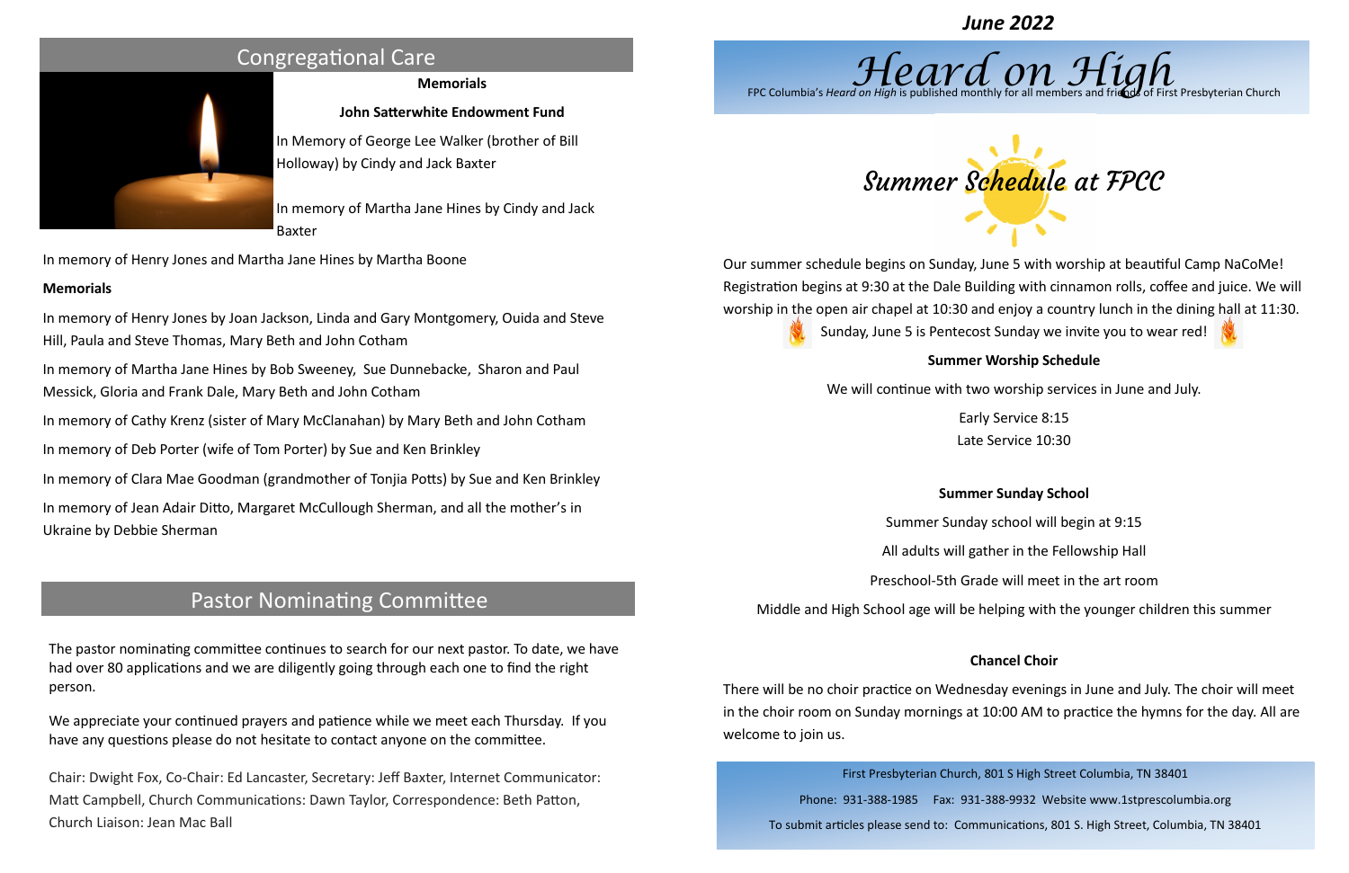## Congregational Care

**Memorials**

**John Satterwhite Endowment Fund**

In Memory of George Lee Walker (brother of Bill Holloway) by Cindy and Jack Baxter

In memory of Martha Jane Hines by Cindy and Jack Baxter

In memory of Henry Jones and Martha Jane Hines by Martha Boone

**Memorials**

In memory of Henry Jones by Joan Jackson, Linda and Gary Montgomery, Ouida and Steve Hill, Paula and Steve Thomas, Mary Beth and John Cotham

In memory of Martha Jane Hines by Bob Sweeney, Sue Dunnebacke, Sharon and Paul Messick, Gloria and Frank Dale, Mary Beth and John Cotham

In memory of Cathy Krenz (sister of Mary McClanahan) by Mary Beth and John Cotham

In memory of Deb Porter (wife of Tom Porter) by Sue and Ken Brinkley

In memory of Clara Mae Goodman (grandmother of Tonjia Potts) by Sue and Ken Brinkley

In memory of Jean Adair Ditto, Margaret McCullough Sherman, and all the mother's in Ukraine by Debbie Sherman

## Pastor Nominating Committee

The pastor nominating committee continues to search for our next pastor. To date, we have had over 80 applications and we are diligently going through each one to find the right person.

We appreciate your continued prayers and patience while we meet each Thursday. If you have any questions please do not hesitate to contact anyone on the committee.

Chair: Dwight Fox, Co-Chair: Ed Lancaster, Secretary: Jeff Baxter, Internet Communicator: Matt Campbell, Church Communications: Dawn Taylor, Correspondence: Beth Patton, Church Liaison: Jean Mac Ball

***June 2022***

# *Heard on High*

FPC Columbia's *Heard on High* is published monthly for all members and friends of First Presbyterian Church

## *Summer Schedule at FPCC*

Our summer schedule begins on Sunday, June 5 with worship at beautiful Camp NaCoMe! Registration begins at 9:30 at the Dale Building with cinnamon rolls, coffee and juice. We will worship in the open air chapel at 10:30 and enjoy a country lunch in the dining hall at 11:30. Sunday, June 5 is Pentecost Sunday we invite you to wear red!

**Summer Worship Schedule**

We will continue with two worship services in June and July.

Early Service 8:15

Late Service 10:30

**Summer Sunday School**

Summer Sunday school will begin at 9:15

All adults will gather in the Fellowship Hall

Preschool-5th Grade will meet in the art room

Middle and High School age will be helping with the younger children this summer

**Chancel Choir**

There will be no choir practice on Wednesday evenings in June and July. The choir will meet in the choir room on Sunday mornings at 10:00 AM to practice the hymns for the day. All are welcome to join us.

First Presbyterian Church, 801 S High Street Columbia, TN 38401

Phone: 931-388-1985 Fax: 931-388-9932 Website www.1stprescolumbia.org

To submit articles please send to: Communications, 801 S. High Street, Columbia, TN 38401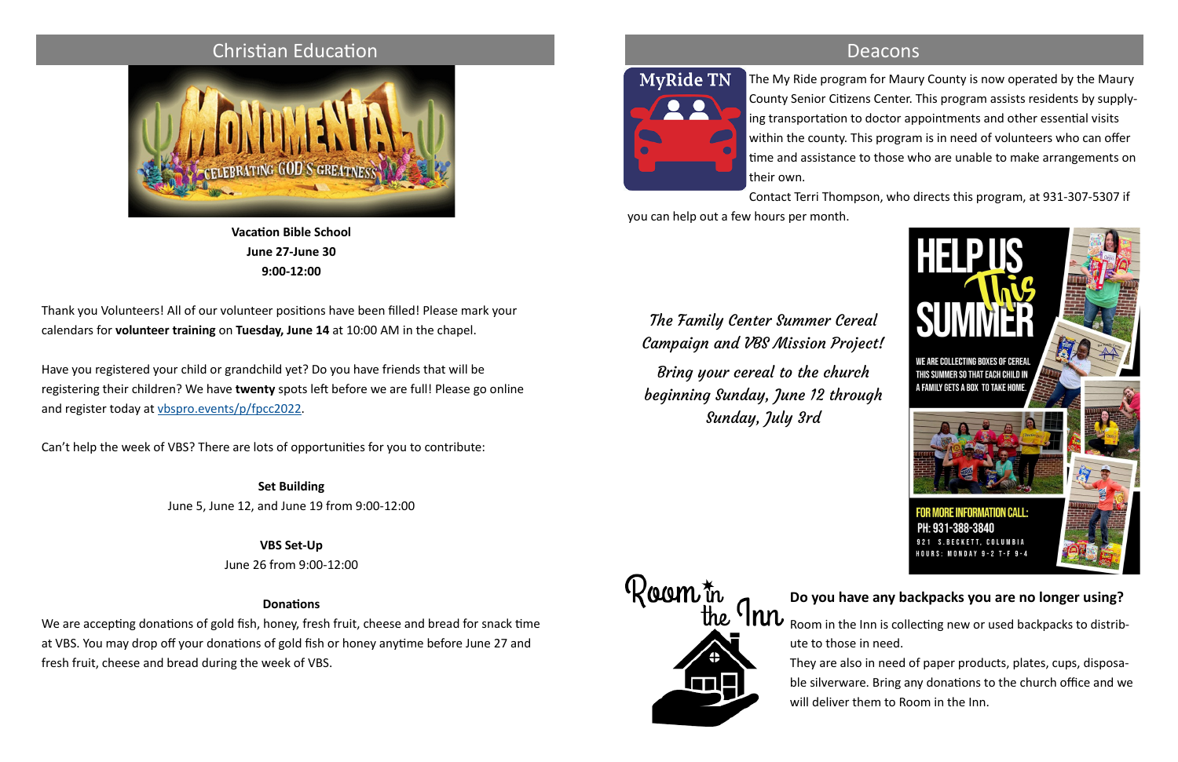## Christian Education

**Vacation Bible School**
**June 27-June 30**
**9:00-12:00**

Thank you Volunteers! All of our volunteer positions have been filled! Please mark your calendars for **volunteer training** on **Tuesday, June 14** at 10:00 AM in the chapel.

Have you registered your child or grandchild yet? Do you have friends that will be registering their children? We have **twenty** spots left before we are full! Please go online and register today at vbspro.events/p/fpcc2022.

Can't help the week of VBS? There are lots of opportunities for you to contribute:

**Set Building**
June 5, June 12, and June 19 from 9:00-12:00

**VBS Set-Up**
June 26 from 9:00-12:00

**Donations**
We are accepting donations of gold fish, honey, fresh fruit, cheese and bread for snack time at VBS. You may drop off your donations of gold fish or honey anytime before June 27 and fresh fruit, cheese and bread during the week of VBS.

## Deacons

The My Ride program for Maury County is now operated by the Maury County Senior Citizens Center. This program assists residents by supplying transportation to doctor appointments and other essential visits within the county. This program is in need of volunteers who can offer time and assistance to those who are unable to make arrangements on their own.

Contact Terri Thompson, who directs this program, at 931-307-5307 if you can help out a few hours per month.

*The Family Center Summer Cereal Campaign and VBS Mission Project!*

*Bring your cereal to the church beginning Sunday, June 12 through Sunday, July 3rd*

### Do you have any backpacks you are no longer using?

Room in the Inn is collecting new or used backpacks to distribute to those in need.

They are also in need of paper products, plates, cups, disposable silverware. Bring any donations to the church office and we will deliver them to Room in the Inn.